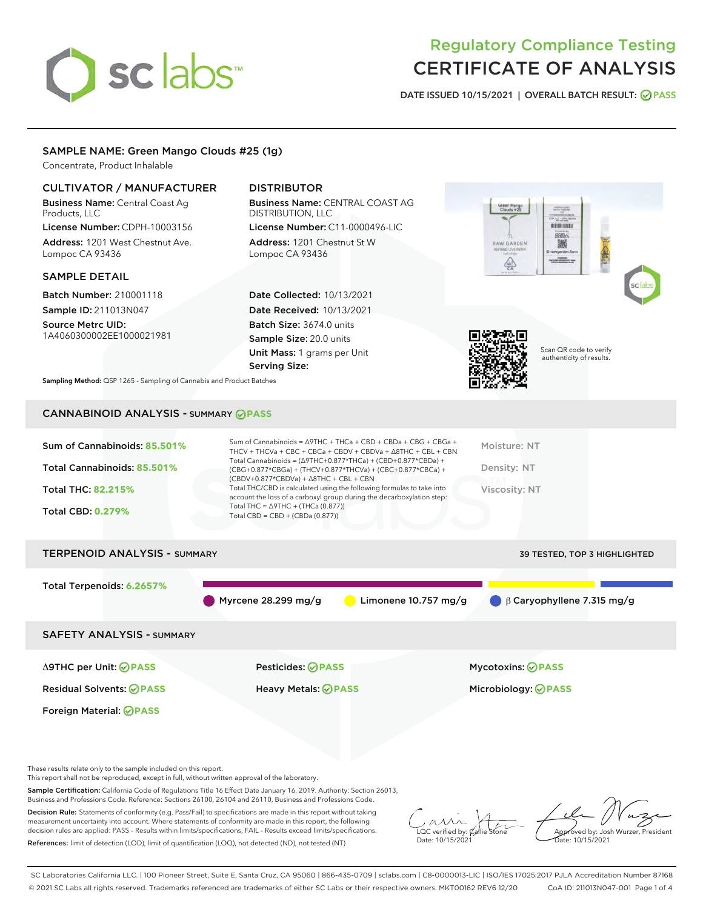# Regulatory Compliance Testing
# CERTIFICATE OF ANALYSIS

**DATE ISSUED 10/15/2021 | OVERALL BATCH RESULT: PASS**

## SAMPLE NAME: Green Mango Clouds #25 (1g)

Concentrate, Product Inhalable

### CULTIVATOR / MANUFACTURER

**Business Name:** Central Coast Ag Products, LLC
**License Number:** CDPH-10003156
**Address:** 1201 West Chestnut Ave. Lompoc CA 93436

### DISTRIBUTOR

**Business Name:** CENTRAL COAST AG DISTRIBUTION, LLC
**License Number:** C11-0000496-LIC
**Address:** 1201 Chestnut St W Lompoc CA 93436

### SAMPLE DETAIL

**Batch Number:** 210001118
**Sample ID:** 211013N047
**Source Metrc UID:** 1A4060300002EE1000021981

**Date Collected:** 10/13/2021
**Date Received:** 10/13/2021
**Batch Size:** 3674.0 units
**Sample Size:** 20.0 units
**Unit Mass:** 1 grams per Unit
**Serving Size:**

Scan QR code to verify authenticity of results.

**Sampling Method:** QSP 1265 - Sampling of Cannabis and Product Batches

## CANNABINOID ANALYSIS - SUMMARY PASS

**Sum of Cannabinoids:** 85.501%
**Total Cannabinoids:** 85.501%
**Total THC:** 82.215%
**Total CBD:** 0.279%

Sum of Cannabinoids = Δ9THC + THCa + CBD + CBDa + CBG + CBGa + THCV + THCVa + CBC + CBCa + CBDV + CBDVa + Δ8THC + CBL + CBN
Total Cannabinoids = (Δ9THC+0.877*THCa) + (CBD+0.877*CBDa) + (CBG+0.877*CBGa) + (THCV+0.877*THCVa) + (CBC+0.877*CBCa) + (CBDV+0.877*CBDVa) + Δ8THC + CBL + CBN
Total THC/CBD is calculated using the following formulas to take into account the loss of a carboxyl group during the decarboxylation step:
Total THC = Δ9THC + (THCa (0.877))
Total CBD = CBD + (CBDa (0.877))

Moisture: NT
Density: NT
Viscosity: NT

## TERPENOID ANALYSIS - SUMMARY

39 TESTED, TOP 3 HIGHLIGHTED

**Total Terpenoids:** 6.2657%

Myrcene 28.299 mg/g | Limonene 10.757 mg/g | β Caryophyllene 7.315 mg/g

## SAFETY ANALYSIS - SUMMARY

| | | |
|---|---|---|
| Δ9THC per Unit: PASS | Pesticides: PASS | Mycotoxins: PASS |
| Residual Solvents: PASS | Heavy Metals: PASS | Microbiology: PASS |
| Foreign Material: PASS | | |

These results relate only to the sample included on this report.
This report shall not be reproduced, except in full, without written approval of the laboratory.

**Sample Certification:** California Code of Regulations Title 16 Effect Date January 16, 2019. Authority: Section 26013, Business and Professions Code. Reference: Sections 26100, 26104 and 26110, Business and Professions Code.

**Decision Rule:** Statements of conformity (e.g. Pass/Fail) to specifications are made in this report without taking measurement uncertainty into account. Where statements of conformity are made in this report, the following decision rules are applied: PASS – Results within limits/specifications, FAIL – Results exceed limits/specifications.

**References:** limit of detection (LOD), limit of quantification (LOQ), not detected (ND), not tested (NT)

LQC verified by: Callie Stone
Date: 10/15/2021

Approved by: Josh Wurzer, President
Date: 10/15/2021

SC Laboratories California LLC. | 100 Pioneer Street, Suite E, Santa Cruz, CA 95060 | 866-435-0709 | sclabs.com | C8-0000013-LIC | ISO/IES 17025:2017 PJLA Accreditation Number 87168
© 2021 SC Labs all rights reserved. Trademarks referenced are trademarks of either SC Labs or their respective owners. MKT00162 REV6 12/20 CoA ID: 211013N047-001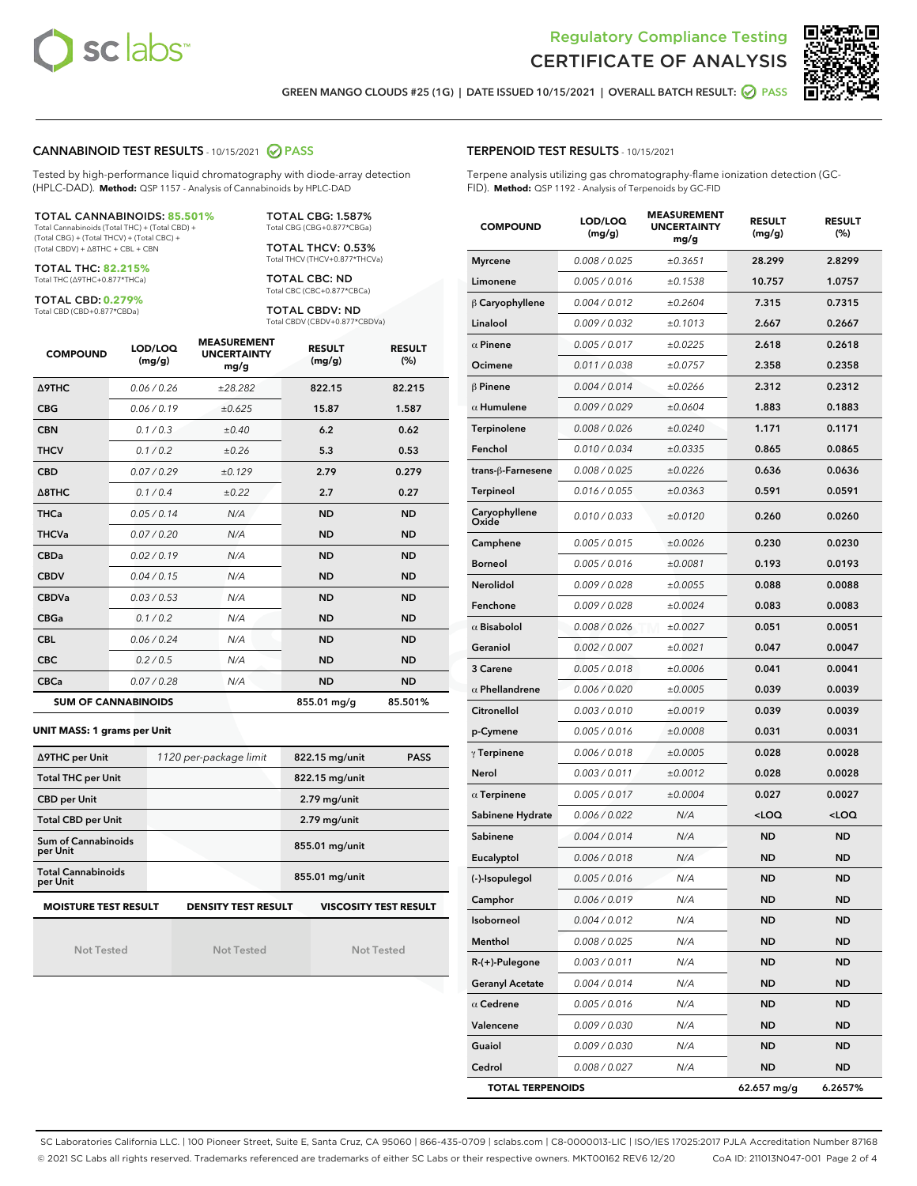# Regulatory Compliance Testing
# CERTIFICATE OF ANALYSIS

GREEN MANGO CLOUDS #25 (1G) | DATE ISSUED 10/15/2021 | OVERALL BATCH RESULT: PASS

## CANNABINOID TEST RESULTS - 10/15/2021 PASS

Tested by high-performance liquid chromatography with diode-array detection (HPLC-DAD). **Method:** QSP 1157 - Analysis of Cannabinoids by HPLC-DAD

**TOTAL CANNABINOIDS: 85.501%**
Total Cannabinoids (Total THC) + (Total CBD) + (Total CBG) + (Total THCV) + (Total CBC) + (Total CBDV) + Δ8THC + CBL + CBN

**TOTAL THC: 82.215%**
Total THC (Δ9THC+0.877*THCa)

**TOTAL CBD: 0.279%**
Total CBD (CBD+0.877*CBDa)

**TOTAL CBG: 1.587%**
Total CBG (CBG+0.877*CBGa)

**TOTAL THCV: 0.53%**
Total THCV (THCV+0.877*THCVa)

**TOTAL CBC: ND**
Total CBC (CBC+0.877*CBCa)

**TOTAL CBDV: ND**
Total CBDV (CBDV+0.877*CBDVa)

| COMPOUND | LOD/LOQ (mg/g) | MEASUREMENT UNCERTAINTY mg/g | RESULT (mg/g) | RESULT (%) |
|---|---|---|---|---|
| Δ9THC | 0.06 / 0.26 | ±28.282 | 822.15 | 82.215 |
| CBG | 0.06 / 0.19 | ±0.625 | 15.87 | 1.587 |
| CBN | 0.1 / 0.3 | ±0.40 | 6.2 | 0.62 |
| THCV | 0.1 / 0.2 | ±0.26 | 5.3 | 0.53 |
| CBD | 0.07 / 0.29 | ±0.129 | 2.79 | 0.279 |
| Δ8THC | 0.1 / 0.4 | ±0.22 | 2.7 | 0.27 |
| THCa | 0.05 / 0.14 | N/A | ND | ND |
| THCVa | 0.07 / 0.20 | N/A | ND | ND |
| CBDa | 0.02 / 0.19 | N/A | ND | ND |
| CBDV | 0.04 / 0.15 | N/A | ND | ND |
| CBDVa | 0.03 / 0.53 | N/A | ND | ND |
| CBGa | 0.1 / 0.2 | N/A | ND | ND |
| CBL | 0.06 / 0.24 | N/A | ND | ND |
| CBC | 0.2 / 0.5 | N/A | ND | ND |
| CBCa | 0.07 / 0.28 | N/A | ND | ND |
| **SUM OF CANNABINOIDS** | | | 855.01 mg/g | 85.501% |

**UNIT MASS: 1 grams per Unit**

| | | | |
|---|---|---|---|
| Δ9THC per Unit | 1120 per-package limit | 822.15 mg/unit | PASS |
| Total THC per Unit | | 822.15 mg/unit | |
| CBD per Unit | | 2.79 mg/unit | |
| Total CBD per Unit | | 2.79 mg/unit | |
| Sum of Cannabinoids per Unit | | 855.01 mg/unit | |
| Total Cannabinoids per Unit | | 855.01 mg/unit | |

| MOISTURE TEST RESULT | DENSITY TEST RESULT | VISCOSITY TEST RESULT |
|---|---|---|
| Not Tested | Not Tested | Not Tested |

## TERPENOID TEST RESULTS - 10/15/2021

Terpene analysis utilizing gas chromatography-flame ionization detection (GC-FID). **Method:** QSP 1192 - Analysis of Terpenoids by GC-FID

| COMPOUND | LOD/LOQ (mg/g) | MEASUREMENT UNCERTAINTY mg/g | RESULT (mg/g) | RESULT (%) |
|---|---|---|---|---|
| Myrcene | 0.008 / 0.025 | ±0.3651 | 28.299 | 2.8299 |
| Limonene | 0.005 / 0.016 | ±0.1538 | 10.757 | 1.0757 |
| β Caryophyllene | 0.004 / 0.012 | ±0.2604 | 7.315 | 0.7315 |
| Linalool | 0.009 / 0.032 | ±0.1013 | 2.667 | 0.2667 |
| α Pinene | 0.005 / 0.017 | ±0.0225 | 2.618 | 0.2618 |
| Ocimene | 0.011 / 0.038 | ±0.0757 | 2.358 | 0.2358 |
| β Pinene | 0.004 / 0.014 | ±0.0266 | 2.312 | 0.2312 |
| α Humulene | 0.009 / 0.029 | ±0.0604 | 1.883 | 0.1883 |
| Terpinolene | 0.008 / 0.026 | ±0.0240 | 1.171 | 0.1171 |
| Fenchol | 0.010 / 0.034 | ±0.0335 | 0.865 | 0.0865 |
| trans-β-Farnesene | 0.008 / 0.025 | ±0.0226 | 0.636 | 0.0636 |
| Terpineol | 0.016 / 0.055 | ±0.0363 | 0.591 | 0.0591 |
| Caryophyllene Oxide | 0.010 / 0.033 | ±0.0120 | 0.260 | 0.0260 |
| Camphene | 0.005 / 0.015 | ±0.0026 | 0.230 | 0.0230 |
| Borneol | 0.005 / 0.016 | ±0.0081 | 0.193 | 0.0193 |
| Nerolidol | 0.009 / 0.028 | ±0.0055 | 0.088 | 0.0088 |
| Fenchone | 0.009 / 0.028 | ±0.0024 | 0.083 | 0.0083 |
| α Bisabolol | 0.008 / 0.026 | ±0.0027 | 0.051 | 0.0051 |
| Geraniol | 0.002 / 0.007 | ±0.0021 | 0.047 | 0.0047 |
| 3 Carene | 0.005 / 0.018 | ±0.0006 | 0.041 | 0.0041 |
| α Phellandrene | 0.006 / 0.020 | ±0.0005 | 0.039 | 0.0039 |
| Citronellol | 0.003 / 0.010 | ±0.0019 | 0.039 | 0.0039 |
| p-Cymene | 0.005 / 0.016 | ±0.0008 | 0.031 | 0.0031 |
| γ Terpinene | 0.006 / 0.018 | ±0.0005 | 0.028 | 0.0028 |
| Nerol | 0.003 / 0.011 | ±0.0012 | 0.028 | 0.0028 |
| α Terpinene | 0.005 / 0.017 | ±0.0004 | 0.027 | 0.0027 |
| Sabinene Hydrate | 0.006 / 0.022 | N/A | <LOQ | <LOQ |
| Sabinene | 0.004 / 0.014 | N/A | ND | ND |
| Eucalyptol | 0.006 / 0.018 | N/A | ND | ND |
| (-)-Isopulegol | 0.005 / 0.016 | N/A | ND | ND |
| Camphor | 0.006 / 0.019 | N/A | ND | ND |
| Isoborneol | 0.004 / 0.012 | N/A | ND | ND |
| Menthol | 0.008 / 0.025 | N/A | ND | ND |
| R-(+)-Pulegone | 0.003 / 0.011 | N/A | ND | ND |
| Geranyl Acetate | 0.004 / 0.014 | N/A | ND | ND |
| α Cedrene | 0.005 / 0.016 | N/A | ND | ND |
| Valencene | 0.009 / 0.030 | N/A | ND | ND |
| Guaiol | 0.009 / 0.030 | N/A | ND | ND |
| Cedrol | 0.008 / 0.027 | N/A | ND | ND |
| **TOTAL TERPENOIDS** | | | 62.657 mg/g | 6.2657% |

SC Laboratories California LLC. | 100 Pioneer Street, Suite E, Santa Cruz, CA 95060 | 866-435-0709 | sclabs.com | C8-0000013-LIC | ISO/IES 17025:2017 PJLA Accreditation Number 87168
© 2021 SC Labs all rights reserved. Trademarks referenced are trademarks of either SC Labs or their respective owners. MKT00162 REV6 12/20 CoA ID: 211013N047-001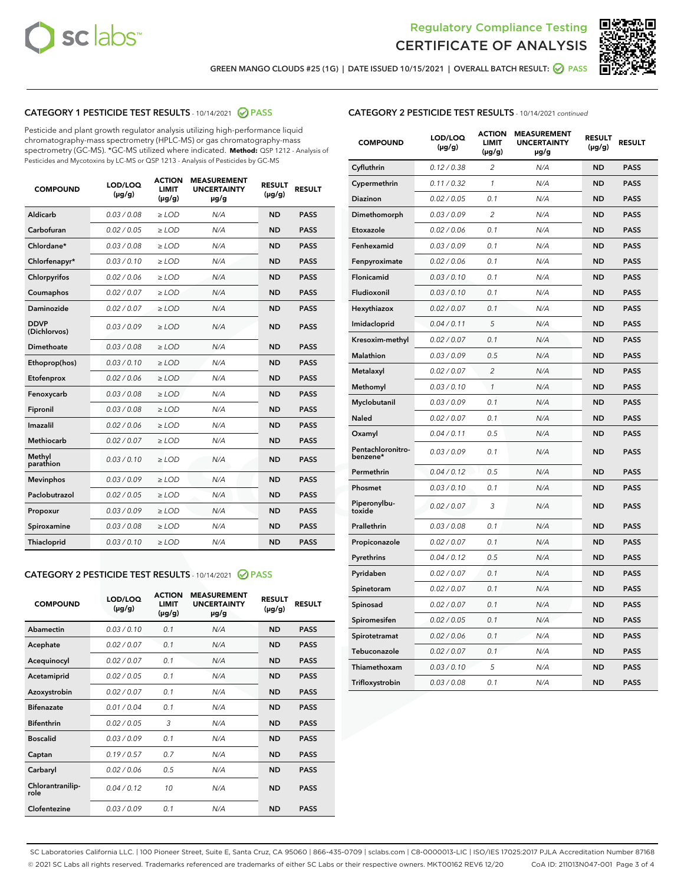# Regulatory Compliance Testing
# CERTIFICATE OF ANALYSIS

GREEN MANGO CLOUDS #25 (1G) | DATE ISSUED 10/15/2021 | OVERALL BATCH RESULT: PASS

## CATEGORY 1 PESTICIDE TEST RESULTS - 10/14/2021 PASS

Pesticide and plant growth regulator analysis utilizing high-performance liquid chromatography-mass spectrometry (HPLC-MS) or gas chromatography-mass spectrometry (GC-MS). *GC-MS utilized where indicated. **Method:** QSP 1212 - Analysis of Pesticides and Mycotoxins by LC-MS or QSP 1213 - Analysis of Pesticides by GC-MS

| COMPOUND | LOD/LOQ (µg/g) | ACTION LIMIT (µg/g) | MEASUREMENT UNCERTAINTY µg/g | RESULT (µg/g) | RESULT |
|---|---|---|---|---|---|
| Aldicarb | 0.03 / 0.08 | ≥ LOD | N/A | ND | PASS |
| Carbofuran | 0.02 / 0.05 | ≥ LOD | N/A | ND | PASS |
| Chlordane* | 0.03 / 0.08 | ≥ LOD | N/A | ND | PASS |
| Chlorfenapyr* | 0.03 / 0.10 | ≥ LOD | N/A | ND | PASS |
| Chlorpyrifos | 0.02 / 0.06 | ≥ LOD | N/A | ND | PASS |
| Coumaphos | 0.02 / 0.07 | ≥ LOD | N/A | ND | PASS |
| Daminozide | 0.02 / 0.07 | ≥ LOD | N/A | ND | PASS |
| DDVP (Dichlorvos) | 0.03 / 0.09 | ≥ LOD | N/A | ND | PASS |
| Dimethoate | 0.03 / 0.08 | ≥ LOD | N/A | ND | PASS |
| Ethoprop(hos) | 0.03 / 0.10 | ≥ LOD | N/A | ND | PASS |
| Etofenprox | 0.02 / 0.06 | ≥ LOD | N/A | ND | PASS |
| Fenoxycarb | 0.03 / 0.08 | ≥ LOD | N/A | ND | PASS |
| Fipronil | 0.03 / 0.08 | ≥ LOD | N/A | ND | PASS |
| Imazalil | 0.02 / 0.06 | ≥ LOD | N/A | ND | PASS |
| Methiocarb | 0.02 / 0.07 | ≥ LOD | N/A | ND | PASS |
| Methyl parathion | 0.03 / 0.10 | ≥ LOD | N/A | ND | PASS |
| Mevinphos | 0.03 / 0.09 | ≥ LOD | N/A | ND | PASS |
| Paclobutrazol | 0.02 / 0.05 | ≥ LOD | N/A | ND | PASS |
| Propoxur | 0.03 / 0.09 | ≥ LOD | N/A | ND | PASS |
| Spiroxamine | 0.03 / 0.08 | ≥ LOD | N/A | ND | PASS |
| Thiacloprid | 0.03 / 0.10 | ≥ LOD | N/A | ND | PASS |

## CATEGORY 2 PESTICIDE TEST RESULTS - 10/14/2021 PASS

| COMPOUND | LOD/LOQ (µg/g) | ACTION LIMIT (µg/g) | MEASUREMENT UNCERTAINTY µg/g | RESULT (µg/g) | RESULT |
|---|---|---|---|---|---|
| Abamectin | 0.03 / 0.10 | 0.1 | N/A | ND | PASS |
| Acephate | 0.02 / 0.07 | 0.1 | N/A | ND | PASS |
| Acequinocyl | 0.02 / 0.07 | 0.1 | N/A | ND | PASS |
| Acetamiprid | 0.02 / 0.05 | 0.1 | N/A | ND | PASS |
| Azoxystrobin | 0.02 / 0.07 | 0.1 | N/A | ND | PASS |
| Bifenazate | 0.01 / 0.04 | 0.1 | N/A | ND | PASS |
| Bifenthrin | 0.02 / 0.05 | 3 | N/A | ND | PASS |
| Boscalid | 0.03 / 0.09 | 0.1 | N/A | ND | PASS |
| Captan | 0.19 / 0.57 | 0.7 | N/A | ND | PASS |
| Carbaryl | 0.02 / 0.06 | 0.5 | N/A | ND | PASS |
| Chlorantraniliprole | 0.04 / 0.12 | 10 | N/A | ND | PASS |
| Clofentezine | 0.03 / 0.09 | 0.1 | N/A | ND | PASS |
| Cyfluthrin | 0.12 / 0.38 | 2 | N/A | ND | PASS |
| Cypermethrin | 0.11 / 0.32 | 1 | N/A | ND | PASS |
| Diazinon | 0.02 / 0.05 | 0.1 | N/A | ND | PASS |
| Dimethomorph | 0.03 / 0.09 | 2 | N/A | ND | PASS |
| Etoxazole | 0.02 / 0.06 | 0.1 | N/A | ND | PASS |
| Fenhexamid | 0.03 / 0.09 | 0.1 | N/A | ND | PASS |
| Fenpyroximate | 0.02 / 0.06 | 0.1 | N/A | ND | PASS |
| Flonicamid | 0.03 / 0.10 | 0.1 | N/A | ND | PASS |
| Fludioxonil | 0.03 / 0.10 | 0.1 | N/A | ND | PASS |
| Hexythiazox | 0.02 / 0.07 | 0.1 | N/A | ND | PASS |
| Imidacloprid | 0.04 / 0.11 | 5 | N/A | ND | PASS |
| Kresoxim-methyl | 0.02 / 0.07 | 0.1 | N/A | ND | PASS |
| Malathion | 0.03 / 0.09 | 0.5 | N/A | ND | PASS |
| Metalaxyl | 0.02 / 0.07 | 2 | N/A | ND | PASS |
| Methomyl | 0.03 / 0.10 | 1 | N/A | ND | PASS |
| Myclobutanil | 0.03 / 0.09 | 0.1 | N/A | ND | PASS |
| Naled | 0.02 / 0.07 | 0.1 | N/A | ND | PASS |
| Oxamyl | 0.04 / 0.11 | 0.5 | N/A | ND | PASS |
| Pentachloronitrobenzene* | 0.03 / 0.09 | 0.1 | N/A | ND | PASS |
| Permethrin | 0.04 / 0.12 | 0.5 | N/A | ND | PASS |
| Phosmet | 0.03 / 0.10 | 0.1 | N/A | ND | PASS |
| Piperonylbutoxide | 0.02 / 0.07 | 3 | N/A | ND | PASS |
| Prallethrin | 0.03 / 0.08 | 0.1 | N/A | ND | PASS |
| Propiconazole | 0.02 / 0.07 | 0.1 | N/A | ND | PASS |
| Pyrethrins | 0.04 / 0.12 | 0.5 | N/A | ND | PASS |
| Pyridaben | 0.02 / 0.07 | 0.1 | N/A | ND | PASS |
| Spinetoram | 0.02 / 0.07 | 0.1 | N/A | ND | PASS |
| Spinosad | 0.02 / 0.07 | 0.1 | N/A | ND | PASS |
| Spiromesifen | 0.02 / 0.05 | 0.1 | N/A | ND | PASS |
| Spirotetramat | 0.02 / 0.06 | 0.1 | N/A | ND | PASS |
| Tebuconazole | 0.02 / 0.07 | 0.1 | N/A | ND | PASS |
| Thiamethoxam | 0.03 / 0.10 | 5 | N/A | ND | PASS |
| Trifloxystrobin | 0.03 / 0.08 | 0.1 | N/A | ND | PASS |

SC Laboratories California LLC. | 100 Pioneer Street, Suite E, Santa Cruz, CA 95060 | 866-435-0709 | sclabs.com | C8-0000013-LIC | ISO/IES 17025:2017 PJLA Accreditation Number 87168
© 2021 SC Labs all rights reserved. Trademarks referenced are trademarks of either SC Labs or their respective owners. MKT00162 REV6 12/20 CoA ID: 211013N047-001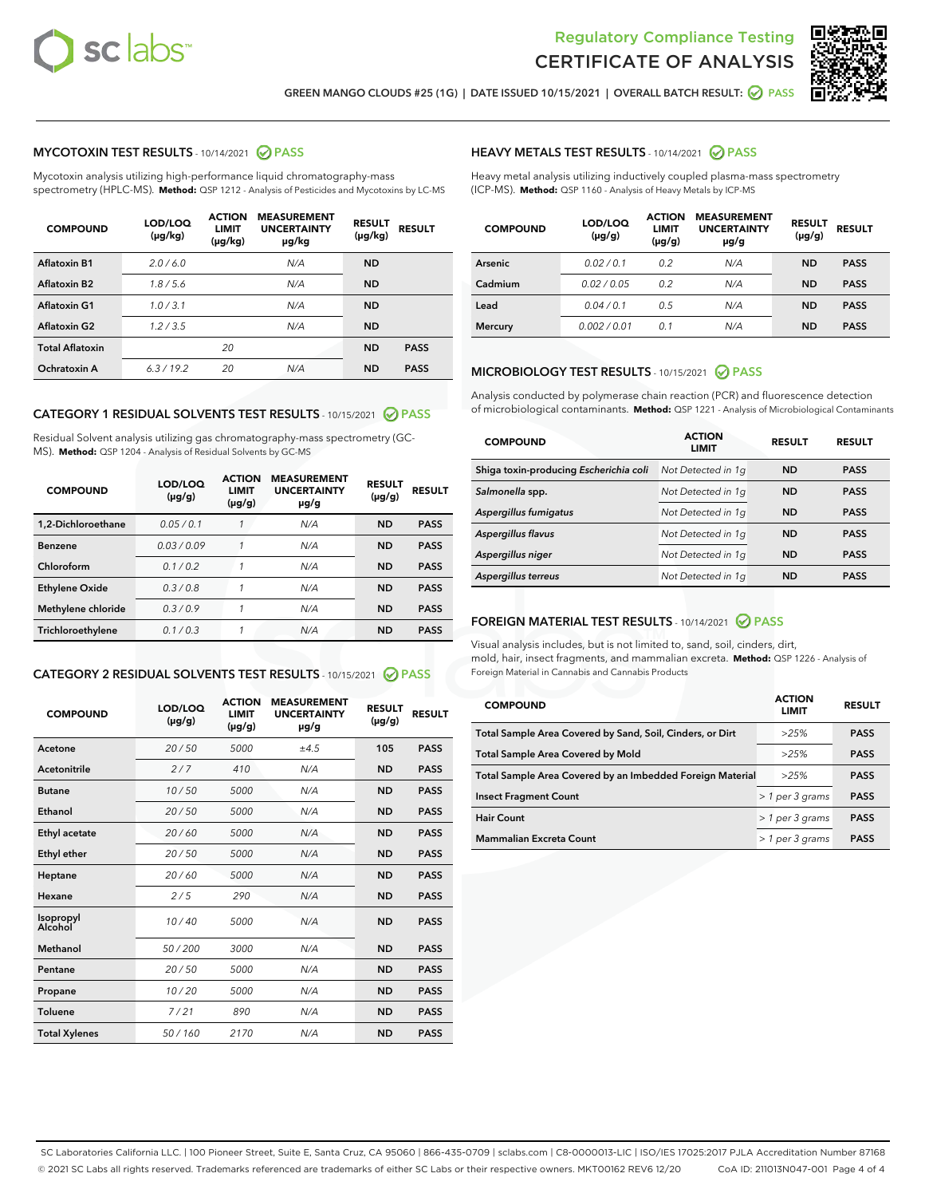# Regulatory Compliance Testing
# CERTIFICATE OF ANALYSIS

GREEN MANGO CLOUDS #25 (1G) | DATE ISSUED 10/15/2021 | OVERALL BATCH RESULT: PASS

## MYCOTOXIN TEST RESULTS - 10/14/2021 PASS

Mycotoxin analysis utilizing high-performance liquid chromatography-mass spectrometry (HPLC-MS). **Method:** QSP 1212 - Analysis of Pesticides and Mycotoxins by LC-MS

| COMPOUND | LOD/LOQ (µg/kg) | ACTION LIMIT (µg/kg) | MEASUREMENT UNCERTAINTY µg/kg | RESULT (µg/kg) | RESULT |
|---|---|---|---|---|---|
| Aflatoxin B1 | 2.0 / 6.0 | | N/A | ND | |
| Aflatoxin B2 | 1.8 / 5.6 | | N/A | ND | |
| Aflatoxin G1 | 1.0 / 3.1 | | N/A | ND | |
| Aflatoxin G2 | 1.2 / 3.5 | | N/A | ND | |
| Total Aflatoxin | | 20 | | ND | PASS |
| Ochratoxin A | 6.3 / 19.2 | 20 | N/A | ND | PASS |

## CATEGORY 1 RESIDUAL SOLVENTS TEST RESULTS - 10/15/2021 PASS

Residual Solvent analysis utilizing gas chromatography-mass spectrometry (GC-MS). **Method:** QSP 1204 - Analysis of Residual Solvents by GC-MS

| COMPOUND | LOD/LOQ (µg/g) | ACTION LIMIT (µg/g) | MEASUREMENT UNCERTAINTY µg/g | RESULT (µg/g) | RESULT |
|---|---|---|---|---|---|
| 1,2-Dichloroethane | 0.05 / 0.1 | 1 | N/A | ND | PASS |
| Benzene | 0.03 / 0.09 | 1 | N/A | ND | PASS |
| Chloroform | 0.1 / 0.2 | 1 | N/A | ND | PASS |
| Ethylene Oxide | 0.3 / 0.8 | 1 | N/A | ND | PASS |
| Methylene chloride | 0.3 / 0.9 | 1 | N/A | ND | PASS |
| Trichloroethylene | 0.1 / 0.3 | 1 | N/A | ND | PASS |

## CATEGORY 2 RESIDUAL SOLVENTS TEST RESULTS - 10/15/2021 PASS

| COMPOUND | LOD/LOQ (µg/g) | ACTION LIMIT (µg/g) | MEASUREMENT UNCERTAINTY µg/g | RESULT (µg/g) | RESULT |
|---|---|---|---|---|---|
| Acetone | 20 / 50 | 5000 | ±4.5 | 105 | PASS |
| Acetonitrile | 2 / 7 | 410 | N/A | ND | PASS |
| Butane | 10 / 50 | 5000 | N/A | ND | PASS |
| Ethanol | 20 / 50 | 5000 | N/A | ND | PASS |
| Ethyl acetate | 20 / 60 | 5000 | N/A | ND | PASS |
| Ethyl ether | 20 / 50 | 5000 | N/A | ND | PASS |
| Heptane | 20 / 60 | 5000 | N/A | ND | PASS |
| Hexane | 2 / 5 | 290 | N/A | ND | PASS |
| Isopropyl Alcohol | 10 / 40 | 5000 | N/A | ND | PASS |
| Methanol | 50 / 200 | 3000 | N/A | ND | PASS |
| Pentane | 20 / 50 | 5000 | N/A | ND | PASS |
| Propane | 10 / 20 | 5000 | N/A | ND | PASS |
| Toluene | 7 / 21 | 890 | N/A | ND | PASS |
| Total Xylenes | 50 / 160 | 2170 | N/A | ND | PASS |

## HEAVY METALS TEST RESULTS - 10/14/2021 PASS

Heavy metal analysis utilizing inductively coupled plasma-mass spectrometry (ICP-MS). **Method:** QSP 1160 - Analysis of Heavy Metals by ICP-MS

| COMPOUND | LOD/LOQ (µg/g) | ACTION LIMIT (µg/g) | MEASUREMENT UNCERTAINTY µg/g | RESULT (µg/g) | RESULT |
|---|---|---|---|---|---|
| Arsenic | 0.02 / 0.1 | 0.2 | N/A | ND | PASS |
| Cadmium | 0.02 / 0.05 | 0.2 | N/A | ND | PASS |
| Lead | 0.04 / 0.1 | 0.5 | N/A | ND | PASS |
| Mercury | 0.002 / 0.01 | 0.1 | N/A | ND | PASS |

## MICROBIOLOGY TEST RESULTS - 10/15/2021 PASS

Analysis conducted by polymerase chain reaction (PCR) and fluorescence detection of microbiological contaminants. **Method:** QSP 1221 - Analysis of Microbiological Contaminants

| COMPOUND | ACTION LIMIT | RESULT | RESULT |
|---|---|---|---|
| Shiga toxin-producing *Escherichia coli* | Not Detected in 1g | ND | PASS |
| *Salmonella* spp. | Not Detected in 1g | ND | PASS |
| *Aspergillus fumigatus* | Not Detected in 1g | ND | PASS |
| *Aspergillus flavus* | Not Detected in 1g | ND | PASS |
| *Aspergillus niger* | Not Detected in 1g | ND | PASS |
| *Aspergillus terreus* | Not Detected in 1g | ND | PASS |

## FOREIGN MATERIAL TEST RESULTS - 10/14/2021 PASS

Visual analysis includes, but is not limited to, sand, soil, cinders, dirt, mold, hair, insect fragments, and mammalian excreta. **Method:** QSP 1226 - Analysis of Foreign Material in Cannabis and Cannabis Products

| COMPOUND | ACTION LIMIT | RESULT |
|---|---|---|
| Total Sample Area Covered by Sand, Soil, Cinders, or Dirt | >25% | PASS |
| Total Sample Area Covered by Mold | >25% | PASS |
| Total Sample Area Covered by an Imbedded Foreign Material | >25% | PASS |
| Insect Fragment Count | > 1 per 3 grams | PASS |
| Hair Count | > 1 per 3 grams | PASS |
| Mammalian Excreta Count | > 1 per 3 grams | PASS |

SC Laboratories California LLC. | 100 Pioneer Street, Suite E, Santa Cruz, CA 95060 | 866-435-0709 | sclabs.com | C8-0000013-LIC | ISO/IES 17025:2017 PJLA Accreditation Number 87168
© 2021 SC Labs all rights reserved. Trademarks referenced are trademarks of either SC Labs or their respective owners. MKT00162 REV6 12/20 CoA ID: 211013N047-001